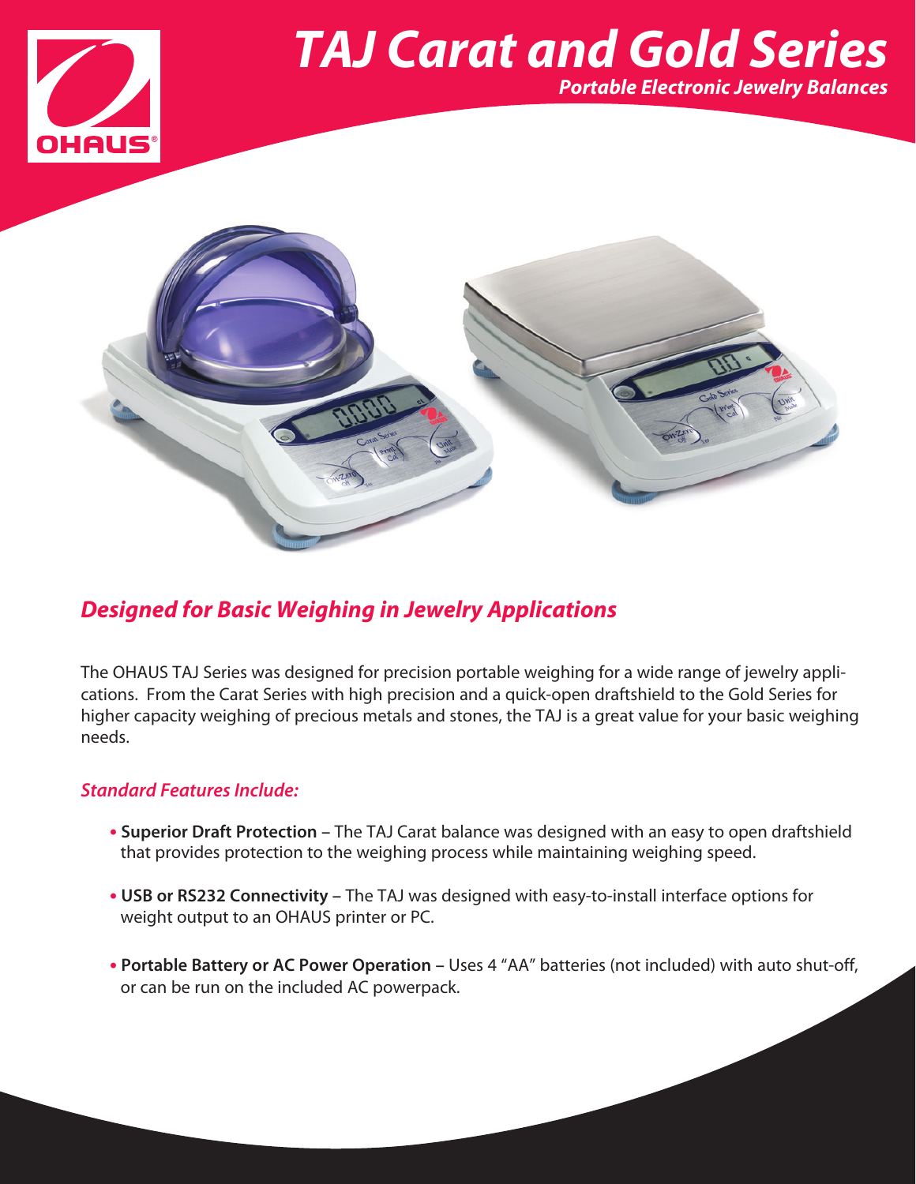# TAJ Carat and Gold Series

***Portable Electronic Jewelry Balances***

## *Designed for Basic Weighing in Jewelry Applications*

The OHAUS TAJ Series was designed for precision portable weighing for a wide range of jewelry applications. From the Carat Series with high precision and a quick-open draftshield to the Gold Series for higher capacity weighing of precious metals and stones, the TAJ is a great value for your basic weighing needs.

### *Standard Features Include:*

- **Superior Draft Protection –** The TAJ Carat balance was designed with an easy to open draftshield that provides protection to the weighing process while maintaining weighing speed.
- **USB or RS232 Connectivity –** The TAJ was designed with easy-to-install interface options for weight output to an OHAUS printer or PC.
- **Portable Battery or AC Power Operation –** Uses 4 "AA" batteries (not included) with auto shut-off, or can be run on the included AC powerpack.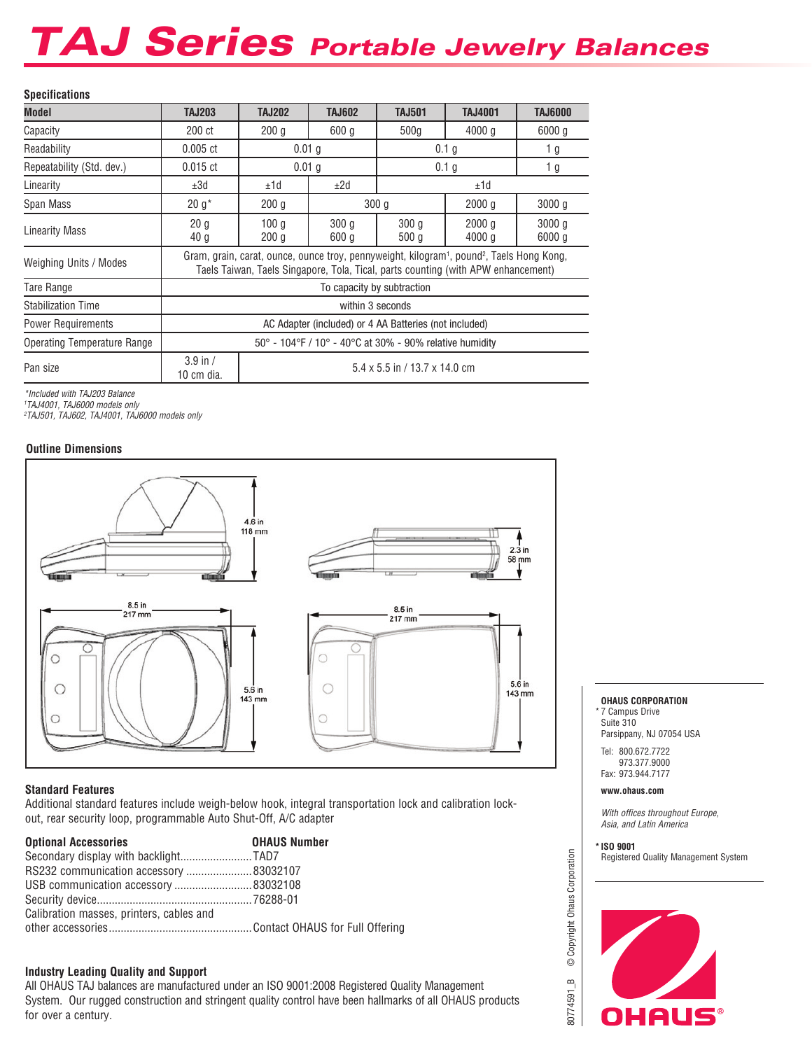# TAJ Series Portable Jewelry Balances

## Specifications

| Model | TAJ203 | TAJ202 | TAJ602 | TAJ501 | TAJ4001 | TAJ6000 |
|---|---|---|---|---|---|---|
| Capacity | 200 ct | 200 g | 600 g | 500g | 4000 g | 6000 g |
| Readability | 0.005 ct | 0.01 g | | 0.1 g | | 1 g |
| Repeatability (Std. dev.) | 0.015 ct | 0.01 g | | 0.1 g | | 1 g |
| Linearity | ±3d | ±1d | ±2d | ±1d | | |
| Span Mass | 20 g* | 200 g | 300 g | | 2000 g | 3000 g |
| Linearity Mass | 20 g 40 g | 100 g 200 g | 300 g 600 g | 300 g 500 g | 2000 g 4000 g | 3000 g 6000 g |
| Weighing Units / Modes | Gram, grain, carat, ounce, ounce troy, pennyweight, kilogram[1], pound[2], Taels Hong Kong, Taels Taiwan, Taels Singapore, Tola, Tical, parts counting (with APW enhancement) | | | | | |
| Tare Range | To capacity by subtraction | | | | | |
| Stabilization Time | within 3 seconds | | | | | |
| Power Requirements | AC Adapter (included) or 4 AA Batteries (not included) | | | | | |
| Operating Temperature Range | 50° - 104°F / 10° - 40°C at 30% - 90% relative humidity | | | | | |
| Pan size | 3.9 in / 10 cm dia. | 5.4 x 5.5 in / 13.7 x 14.0 cm | | | | |

*Included with TAJ203 Balance
[1]TAJ4001, TAJ6000 models only
[2]TAJ501, TAJ602, TAJ4001, TAJ6000 models only

## Outline Dimensions

4.6 in
118 mm

2.3 in
58 mm

8.5 in
217 mm

5.6 in
143 mm

8.5 in
217 mm

5.6 in
143 mm

## Standard Features

Additional standard features include weigh-below hook, integral transportation lock and calibration lock-out, rear security loop, programmable Auto Shut-Off, A/C adapter

## Optional Accessories — OHAUS Number

Secondary display with backlight........................TAD7
RS232 communication accessory ......................83032107
USB communication accessory ..........................83032108
Security device....................................................76288-01
Calibration masses, printers, cables and other accessories................................................Contact OHAUS for Full Offering

## Industry Leading Quality and Support

All OHAUS TAJ balances are manufactured under an ISO 9001:2008 Registered Quality Management System. Our rugged construction and stringent quality control have been hallmarks of all OHAUS products for over a century.

**OHAUS CORPORATION**
* 7 Campus Drive
Suite 310
Parsippany, NJ 07054 USA

Tel: 800.672.7722
973.377.9000
Fax: 973.944.7177

**www.ohaus.com**

*With offices throughout Europe, Asia, and Latin America*

**\* ISO 9001**
Registered Quality Management System

80774591_B © Copyright Ohaus Corporation

OHAUS®